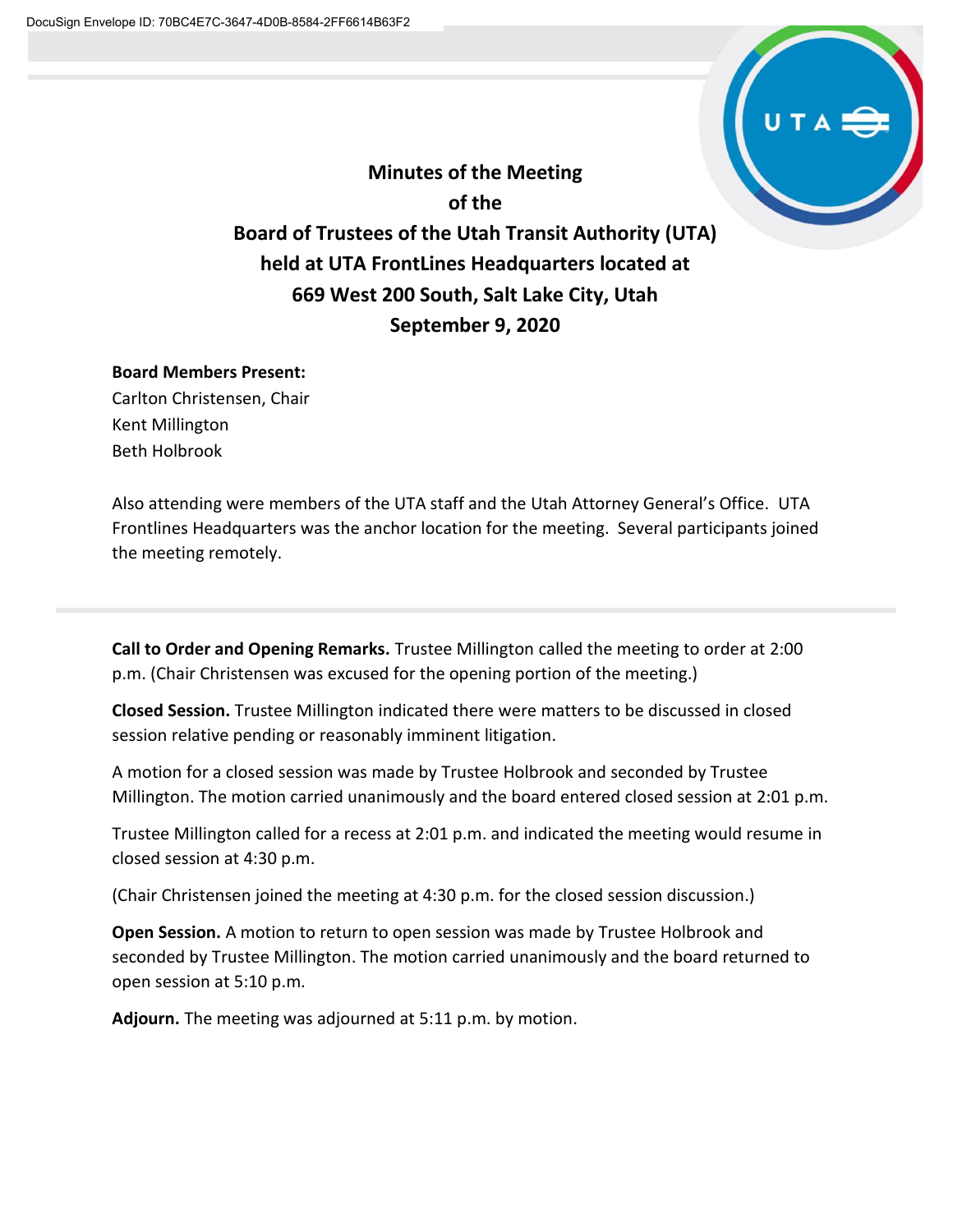DocuSign Envelope ID: 70BC4E7C-3647-4D0B-8584-2FF6614B63F2

# Minutes of the Meeting of the Board of Trustees of the Utah Transit Authority (UTA) held at UTA FrontLines Headquarters located at 669 West 200 South, Salt Lake City, Utah September 9, 2020

**Board Members Present:**
Carlton Christensen, Chair
Kent Millington
Beth Holbrook

Also attending were members of the UTA staff and the Utah Attorney General's Office. UTA Frontlines Headquarters was the anchor location for the meeting. Several participants joined the meeting remotely.

---

**Call to Order and Opening Remarks.** Trustee Millington called the meeting to order at 2:00 p.m. (Chair Christensen was excused for the opening portion of the meeting.)

**Closed Session.** Trustee Millington indicated there were matters to be discussed in closed session relative pending or reasonably imminent litigation.

A motion for a closed session was made by Trustee Holbrook and seconded by Trustee Millington. The motion carried unanimously and the board entered closed session at 2:01 p.m.

Trustee Millington called for a recess at 2:01 p.m. and indicated the meeting would resume in closed session at 4:30 p.m.

(Chair Christensen joined the meeting at 4:30 p.m. for the closed session discussion.)

**Open Session.** A motion to return to open session was made by Trustee Holbrook and seconded by Trustee Millington. The motion carried unanimously and the board returned to open session at 5:10 p.m.

**Adjourn.** The meeting was adjourned at 5:11 p.m. by motion.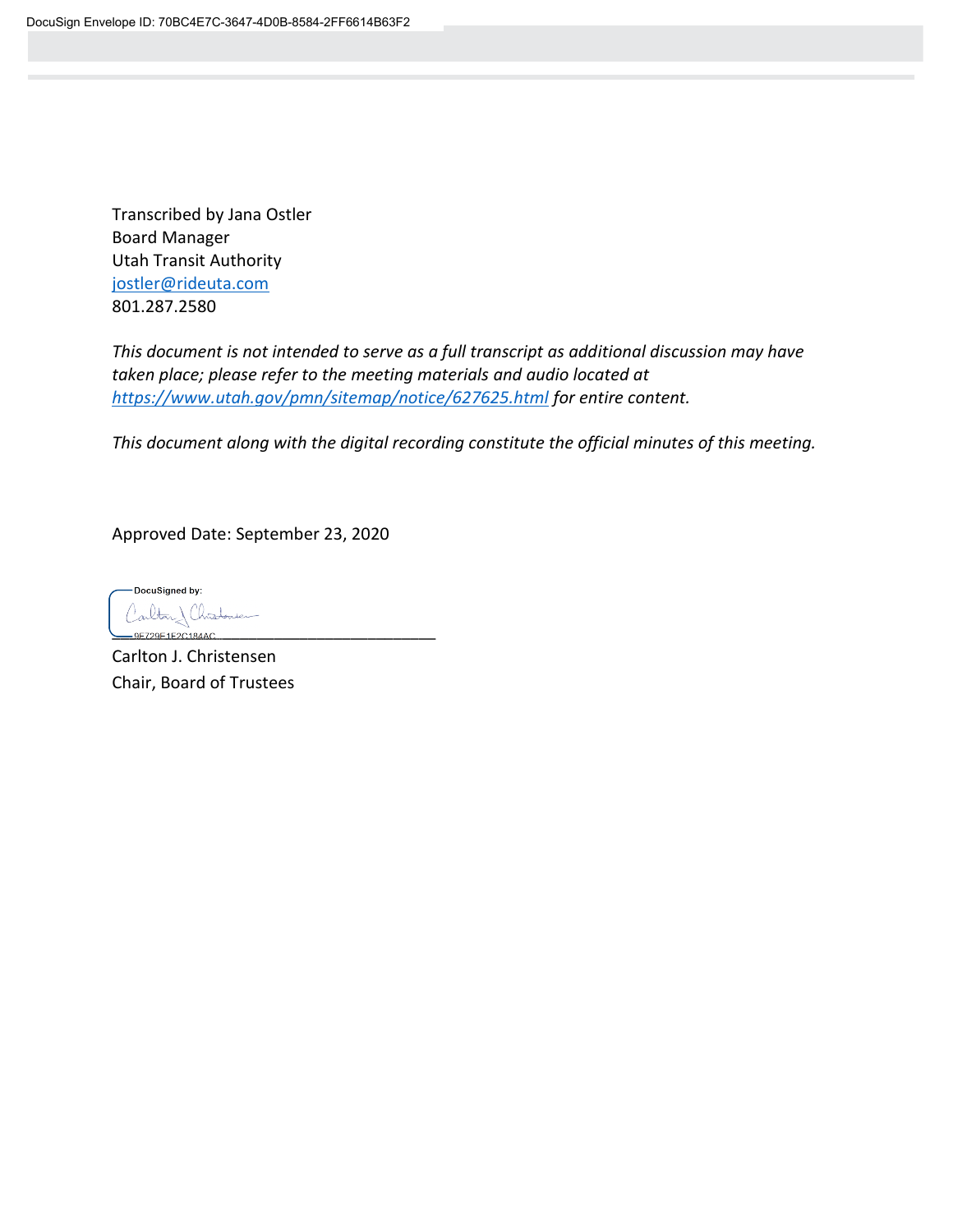Transcribed by Jana Ostler
Board Manager
Utah Transit Authority
jostler@rideuta.com
801.287.2580

*This document is not intended to serve as a full transcript as additional discussion may have taken place; please refer to the meeting materials and audio located at [https://www.utah.gov/pmn/sitemap/notice/627625.html](https://www.utah.gov/pmn/sitemap/notice/627625.html) for entire content.*

*This document along with the digital recording constitute the official minutes of this meeting.*

Approved Date: September 23, 2020

DocuSigned by:
9E729F1F2C184AC...
Carlton J. Christensen
Chair, Board of Trustees